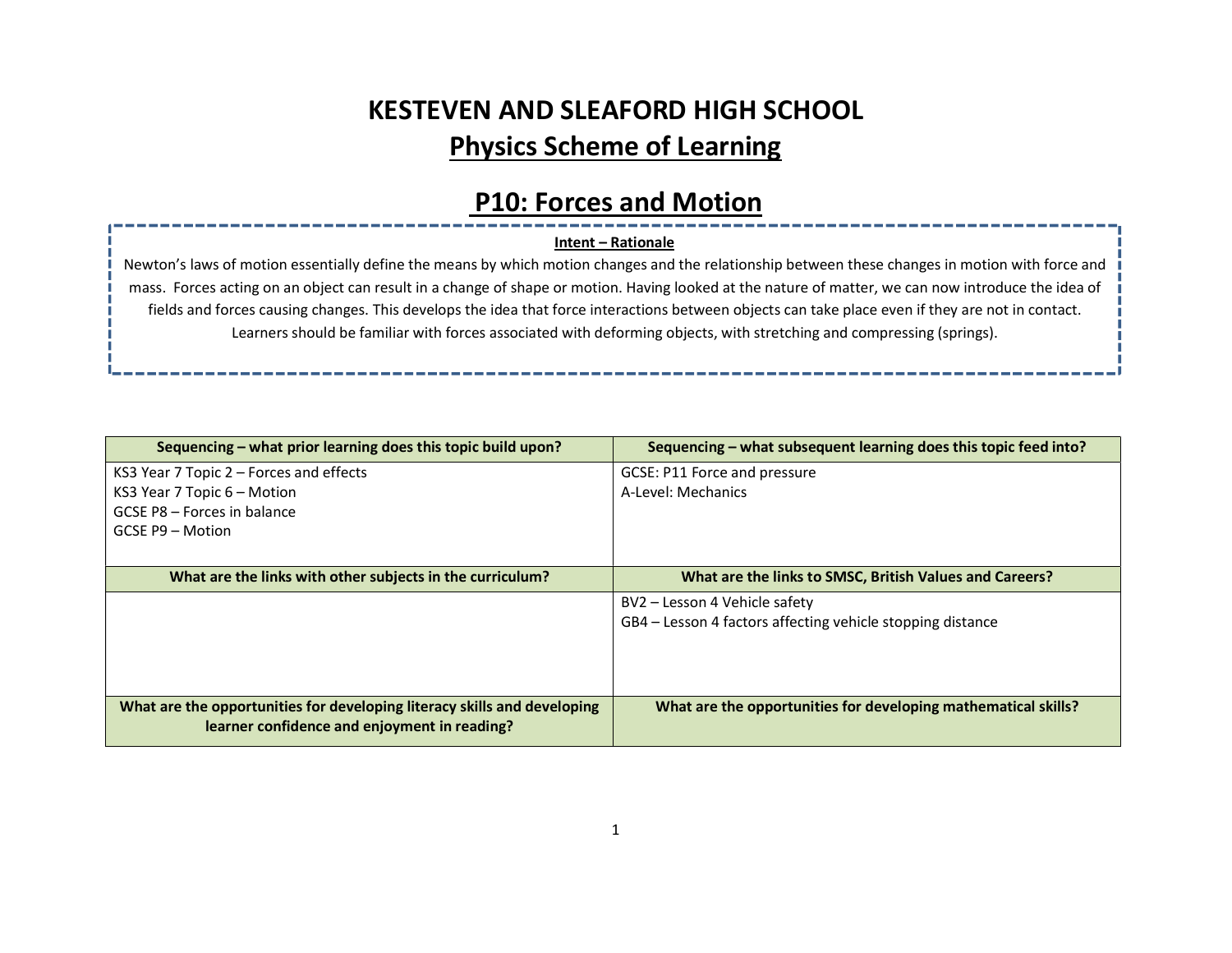# KESTEVEN AND SLEAFORD HIGH SCHOOL

## Physics Scheme of Learning

## P10: Forces and Motion

**Intent – Rationale**

Newton's laws of motion essentially define the means by which motion changes and the relationship between these changes in motion with force and mass. Forces acting on an object can result in a change of shape or motion. Having looked at the nature of matter, we can now introduce the idea of fields and forces causing changes. This develops the idea that force interactions between objects can take place even if they are not in contact. Learners should be familiar with forces associated with deforming objects, with stretching and compressing (springs).

| Sequencing – what prior learning does this topic build upon? | Sequencing – what subsequent learning does this topic feed into? |
|---|---|
| KS3 Year 7 Topic 2 – Forces and effects<br>KS3 Year 7 Topic 6 – Motion<br>GCSE P8 – Forces in balance<br>GCSE P9 – Motion | GCSE: P11 Force and pressure<br>A-Level: Mechanics |
| **What are the links with other subjects in the curriculum?** | **What are the links to SMSC, British Values and Careers?** |
| | BV2 – Lesson 4 Vehicle safety<br>GB4 – Lesson 4 factors affecting vehicle stopping distance |
| **What are the opportunities for developing literacy skills and developing learner confidence and enjoyment in reading?** | **What are the opportunities for developing mathematical skills?** |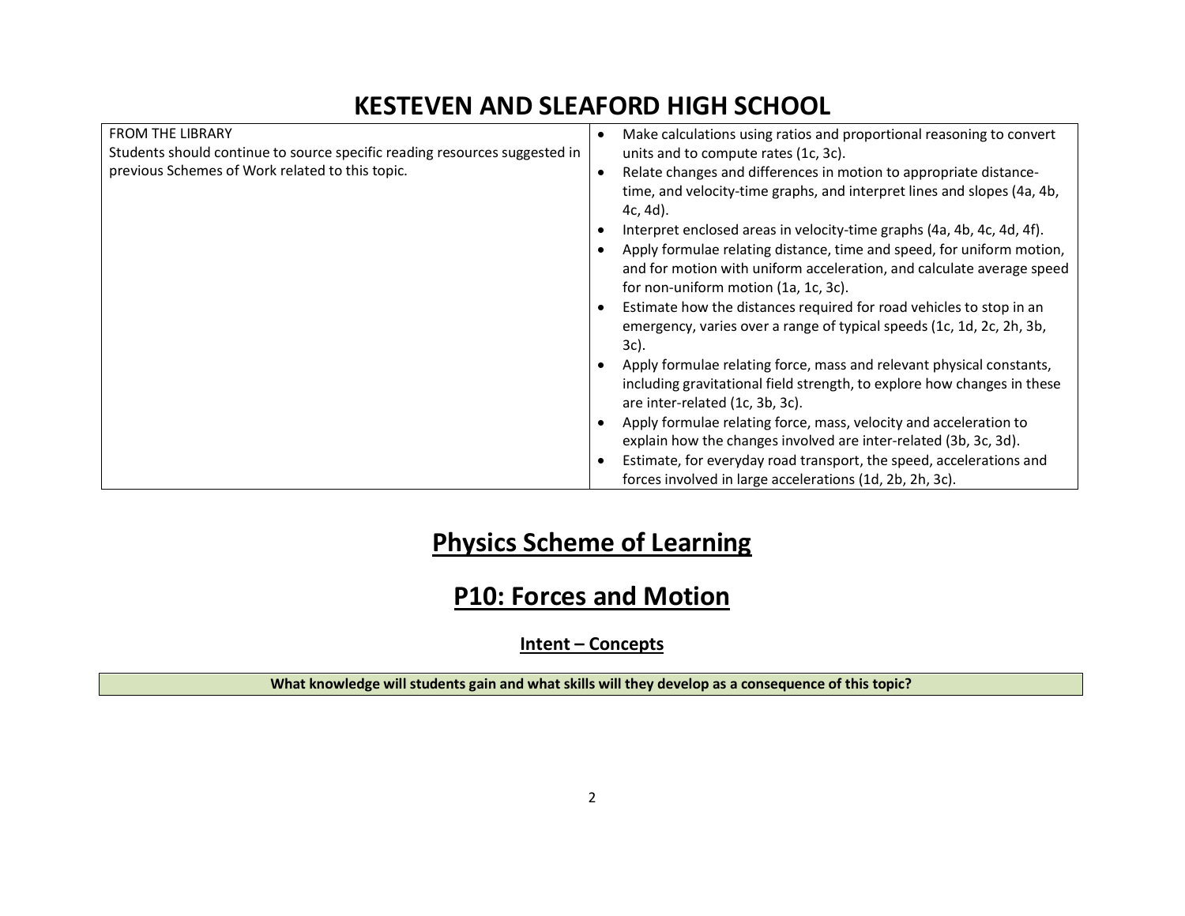# KESTEVEN AND SLEAFORD HIGH SCHOOL

| FROM THE LIBRARY<br>Students should continue to source specific reading resources suggested in previous Schemes of Work related to this topic. | • Make calculations using ratios and proportional reasoning to convert units and to compute rates (1c, 3c).<br>• Relate changes and differences in motion to appropriate distance-time, and velocity-time graphs, and interpret lines and slopes (4a, 4b, 4c, 4d).<br>• Interpret enclosed areas in velocity-time graphs (4a, 4b, 4c, 4d, 4f).<br>• Apply formulae relating distance, time and speed, for uniform motion, and for motion with uniform acceleration, and calculate average speed for non-uniform motion (1a, 1c, 3c).<br>• Estimate how the distances required for road vehicles to stop in an emergency, varies over a range of typical speeds (1c, 1d, 2c, 2h, 3b, 3c).<br>• Apply formulae relating force, mass and relevant physical constants, including gravitational field strength, to explore how changes in these are inter-related (1c, 3b, 3c).<br>• Apply formulae relating force, mass, velocity and acceleration to explain how the changes involved are inter-related (3b, 3c, 3d).<br>• Estimate, for everyday road transport, the speed, accelerations and forces involved in large accelerations (1d, 2b, 2h, 3c). |
|---|---|

# Physics Scheme of Learning

## P10: Forces and Motion

### Intent – Concepts

| What knowledge will students gain and what skills will they develop as a consequence of this topic? |
|---|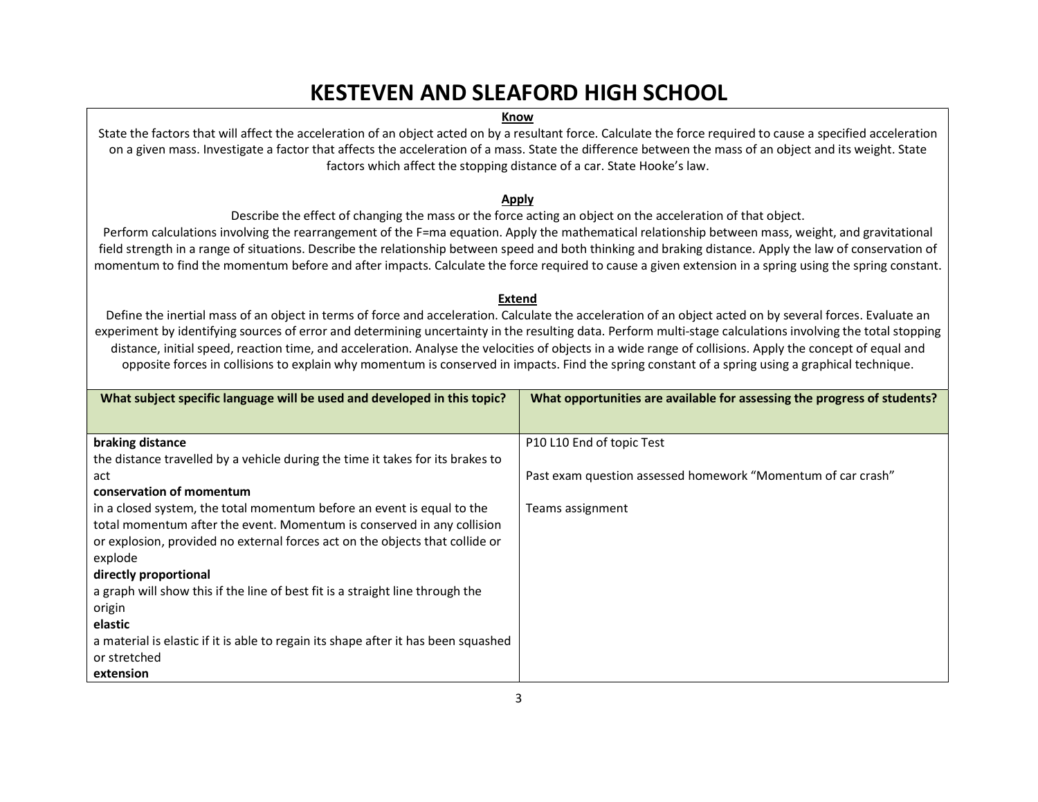# KESTEVEN AND SLEAFORD HIGH SCHOOL

**Know**

State the factors that will affect the acceleration of an object acted on by a resultant force. Calculate the force required to cause a specified acceleration on a given mass. Investigate a factor that affects the acceleration of a mass. State the difference between the mass of an object and its weight. State factors which affect the stopping distance of a car. State Hooke's law.

**Apply**

Describe the effect of changing the mass or the force acting an object on the acceleration of that object.
Perform calculations involving the rearrangement of the F=ma equation. Apply the mathematical relationship between mass, weight, and gravitational field strength in a range of situations. Describe the relationship between speed and both thinking and braking distance. Apply the law of conservation of momentum to find the momentum before and after impacts. Calculate the force required to cause a given extension in a spring using the spring constant.

**Extend**

Define the inertial mass of an object in terms of force and acceleration. Calculate the acceleration of an object acted on by several forces. Evaluate an experiment by identifying sources of error and determining uncertainty in the resulting data. Perform multi-stage calculations involving the total stopping distance, initial speed, reaction time, and acceleration. Analyse the velocities of objects in a wide range of collisions. Apply the concept of equal and opposite forces in collisions to explain why momentum is conserved in impacts. Find the spring constant of a spring using a graphical technique.

| What subject specific language will be used and developed in this topic? | What opportunities are available for assessing the progress of students? |
|---|---|
| **braking distance**<br>the distance travelled by a vehicle during the time it takes for its brakes to act<br>**conservation of momentum**<br>in a closed system, the total momentum before an event is equal to the total momentum after the event. Momentum is conserved in any collision or explosion, provided no external forces act on the objects that collide or explode<br>**directly proportional**<br>a graph will show this if the line of best fit is a straight line through the origin<br>**elastic**<br>a material is elastic if it is able to regain its shape after it has been squashed or stretched<br>**extension** | P10 L10 End of topic Test<br><br>Past exam question assessed homework "Momentum of car crash"<br><br>Teams assignment |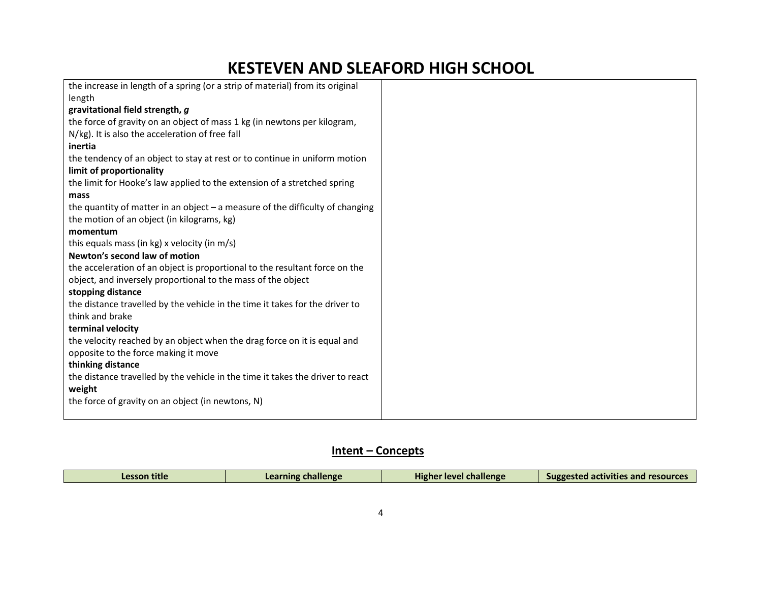| | |
|---|---|
| the increase in length of a spring (or a strip of material) from its original length<br>**gravitational field strength, *g***<br>the force of gravity on an object of mass 1 kg (in newtons per kilogram, N/kg). It is also the acceleration of free fall<br>**inertia**<br>the tendency of an object to stay at rest or to continue in uniform motion<br>**limit of proportionality**<br>the limit for Hooke's law applied to the extension of a stretched spring<br>**mass**<br>the quantity of matter in an object – a measure of the difficulty of changing the motion of an object (in kilograms, kg)<br>**momentum**<br>this equals mass (in kg) x velocity (in m/s)<br>**Newton's second law of motion**<br>the acceleration of an object is proportional to the resultant force on the object, and inversely proportional to the mass of the object<br>**stopping distance**<br>the distance travelled by the vehicle in the time it takes for the driver to think and brake<br>**terminal velocity**<br>the velocity reached by an object when the drag force on it is equal and opposite to the force making it move<br>**thinking distance**<br>the distance travelled by the vehicle in the time it takes the driver to react<br>**weight**<br>the force of gravity on an object (in newtons, N) | |

## Intent – Concepts

| Lesson title | Learning challenge | Higher level challenge | Suggested activities and resources |
|---|---|---|---|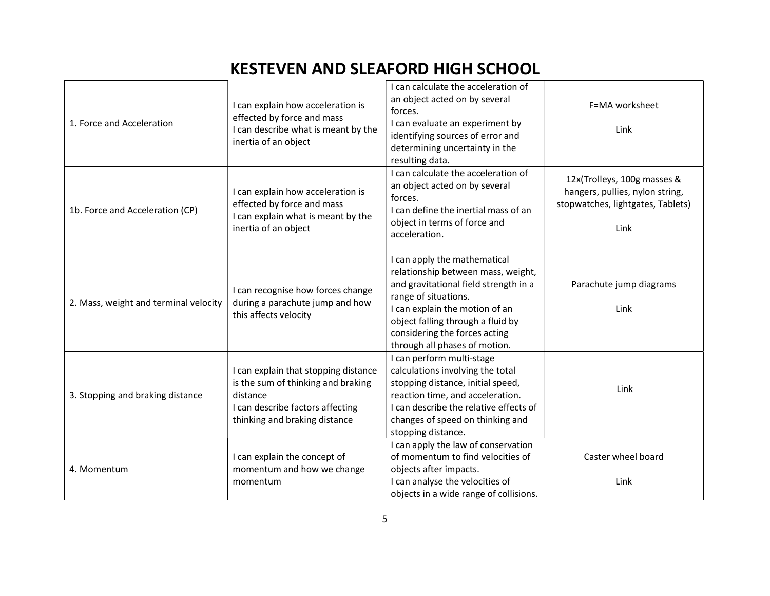# KESTEVEN AND SLEAFORD HIGH SCHOOL

| | | | |
|---|---|---|---|
| 1. Force and Acceleration | I can explain how acceleration is effected by force and mass<br>I can describe what is meant by the inertia of an object | I can calculate the acceleration of an object acted on by several forces.<br>I can evaluate an experiment by identifying sources of error and determining uncertainty in the resulting data. | F=MA worksheet<br><br>Link |
| 1b. Force and Acceleration (CP) | I can explain how acceleration is effected by force and mass<br>I can explain what is meant by the inertia of an object | I can calculate the acceleration of an object acted on by several forces.<br>I can define the inertial mass of an object in terms of force and acceleration. | 12x(Trolleys, 100g masses & hangers, pullies, nylon string, stopwatches, lightgates, Tablets)<br><br>Link |
| 2. Mass, weight and terminal velocity | I can recognise how forces change during a parachute jump and how this affects velocity | I can apply the mathematical relationship between mass, weight, and gravitational field strength in a range of situations.<br>I can explain the motion of an object falling through a fluid by considering the forces acting through all phases of motion. | Parachute jump diagrams<br><br>Link |
| 3. Stopping and braking distance | I can explain that stopping distance is the sum of thinking and braking distance<br>I can describe factors affecting thinking and braking distance | I can perform multi-stage calculations involving the total stopping distance, initial speed, reaction time, and acceleration.<br>I can describe the relative effects of changes of speed on thinking and stopping distance. | Link |
| 4. Momentum | I can explain the concept of momentum and how we change momentum | I can apply the law of conservation of momentum to find velocities of objects after impacts.<br>I can analyse the velocities of objects in a wide range of collisions. | Caster wheel board<br><br>Link |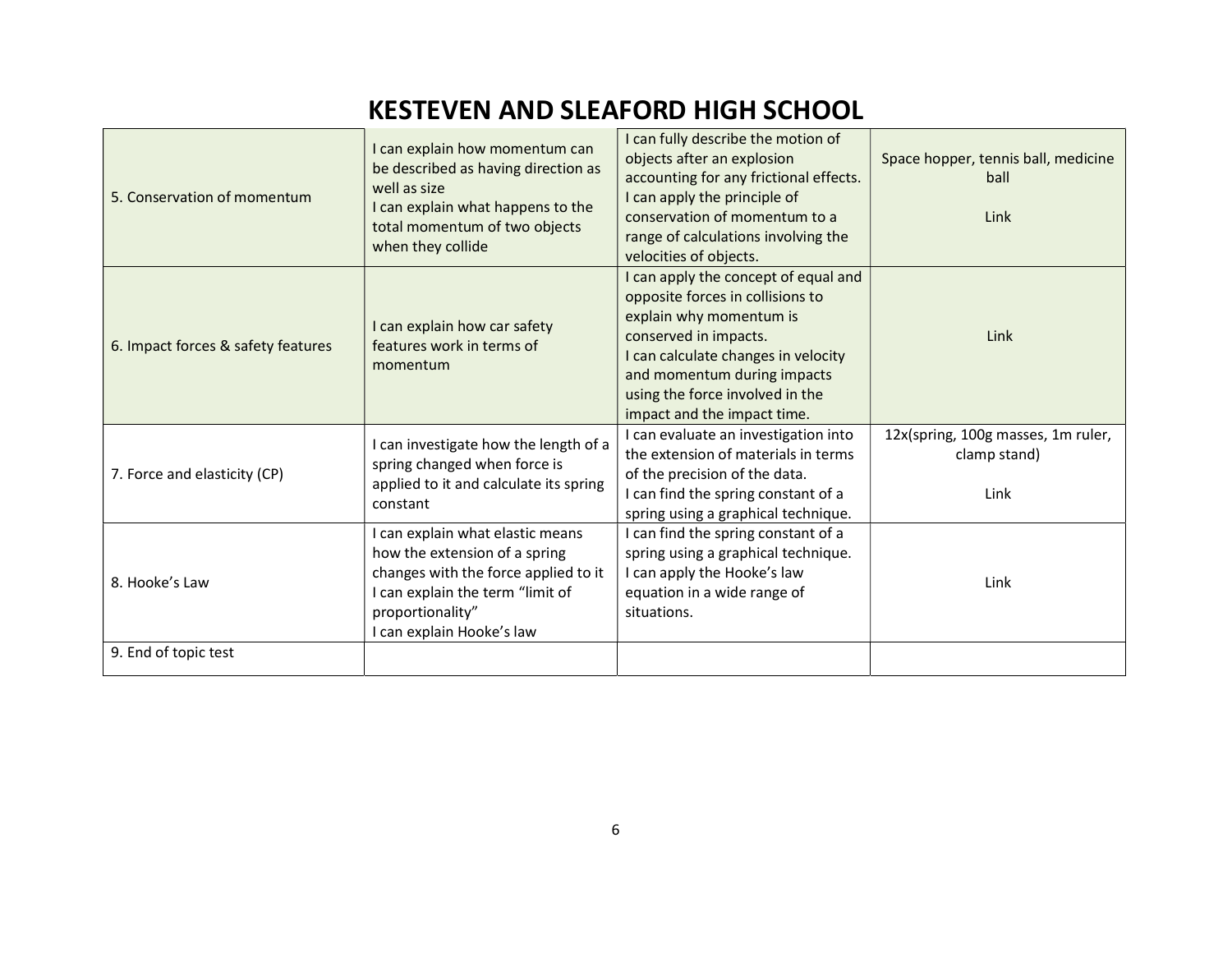# KESTEVEN AND SLEAFORD HIGH SCHOOL

| | | | |
|---|---|---|---|
| 5. Conservation of momentum | I can explain how momentum can be described as having direction as well as size<br>I can explain what happens to the total momentum of two objects when they collide | I can fully describe the motion of objects after an explosion accounting for any frictional effects.<br>I can apply the principle of conservation of momentum to a range of calculations involving the velocities of objects. | Space hopper, tennis ball, medicine ball<br><br>Link |
| 6. Impact forces & safety features | I can explain how car safety features work in terms of momentum | I can apply the concept of equal and opposite forces in collisions to explain why momentum is conserved in impacts.<br>I can calculate changes in velocity and momentum during impacts using the force involved in the impact and the impact time. | Link |
| 7. Force and elasticity (CP) | I can investigate how the length of a spring changed when force is applied to it and calculate its spring constant | I can evaluate an investigation into the extension of materials in terms of the precision of the data.<br>I can find the spring constant of a spring using a graphical technique. | 12x(spring, 100g masses, 1m ruler, clamp stand)<br><br>Link |
| 8. Hooke's Law | I can explain what elastic means how the extension of a spring changes with the force applied to it<br>I can explain the term "limit of proportionality"<br>I can explain Hooke's law | I can find the spring constant of a spring using a graphical technique.<br>I can apply the Hooke's law equation in a wide range of situations. | Link |
| 9. End of topic test | | | |